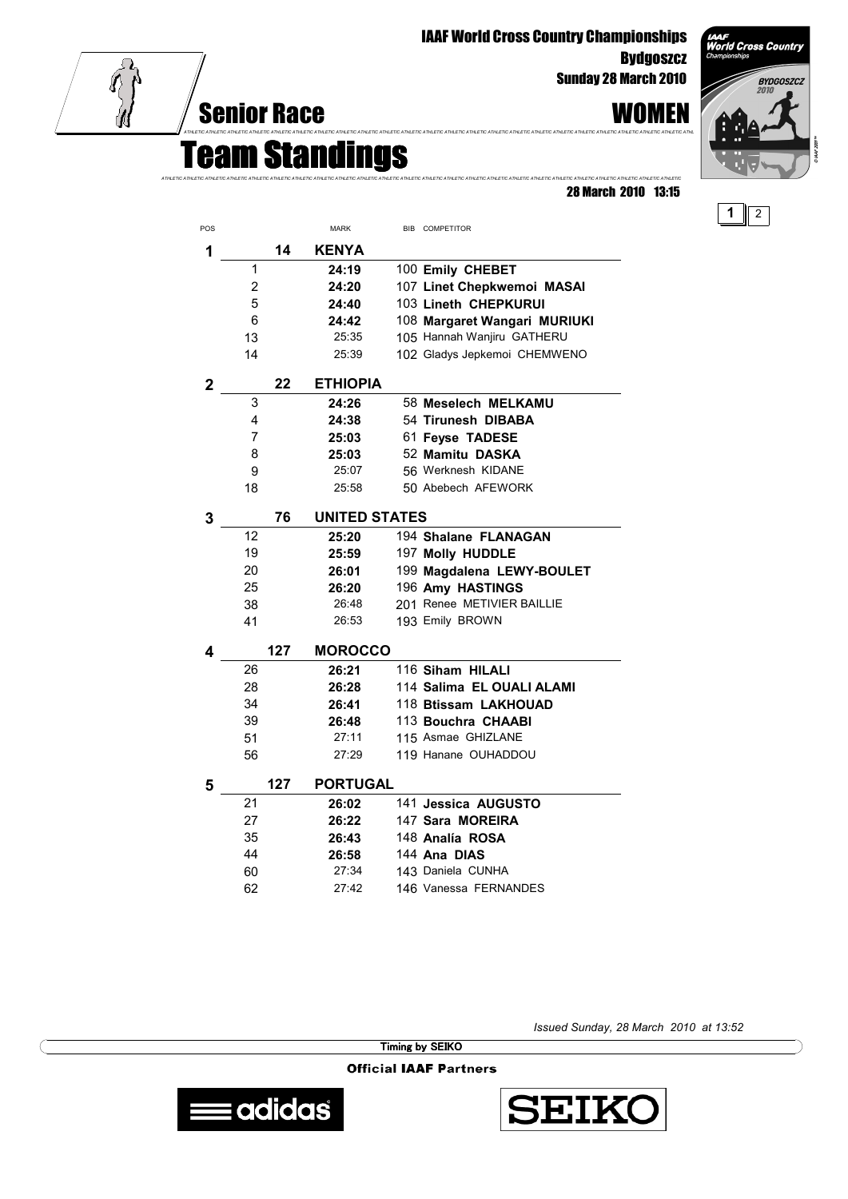# IAAF World Cross Country Championships

Bydgoszcz

Sunday 28 March 2010

## Senior Race — WOMEN

## Team Standings

28 March 2010 13:15

| POS | | MARK | BIB | COMPETITOR |
|---|---|---|---|---|
| **1** | **14** | **KENYA** | | |
| | 1 | **24:19** | 100 | **Emily CHEBET** |
| | 2 | **24:20** | 107 | **Linet Chepkwemoi MASAI** |
| | 5 | **24:40** | 103 | **Lineth CHEPKURUI** |
| | 6 | **24:42** | 108 | **Margaret Wangari MURIUKI** |
| | 13 | 25:35 | 105 | Hannah Wanjiru GATHERU |
| | 14 | 25:39 | 102 | Gladys Jepkemoi CHEMWENO |
| **2** | **22** | **ETHIOPIA** | | |
| | 3 | **24:26** | 58 | **Meselech MELKAMU** |
| | 4 | **24:38** | 54 | **Tirunesh DIBABA** |
| | 7 | **25:03** | 61 | **Feyse TADESE** |
| | 8 | **25:03** | 52 | **Mamitu DASKA** |
| | 9 | 25:07 | 56 | Werknesh KIDANE |
| | 18 | 25:58 | 50 | Abebech AFEWORK |
| **3** | **76** | **UNITED STATES** | | |
| | 12 | **25:20** | 194 | **Shalane FLANAGAN** |
| | 19 | **25:59** | 197 | **Molly HUDDLE** |
| | 20 | **26:01** | 199 | **Magdalena LEWY-BOULET** |
| | 25 | **26:20** | 196 | **Amy HASTINGS** |
| | 38 | 26:48 | 201 | Renee METIVIER BAILLIE |
| | 41 | 26:53 | 193 | Emily BROWN |
| **4** | **127** | **MOROCCO** | | |
| | 26 | **26:21** | 116 | **Siham HILALI** |
| | 28 | **26:28** | 114 | **Salima EL OUALI ALAMI** |
| | 34 | **26:41** | 118 | **Btissam LAKHOUAD** |
| | 39 | **26:48** | 113 | **Bouchra CHAABI** |
| | 51 | 27:11 | 115 | Asmae GHIZLANE |
| | 56 | 27:29 | 119 | Hanane OUHADDOU |
| **5** | **127** | **PORTUGAL** | | |
| | 21 | **26:02** | 141 | **Jessica AUGUSTO** |
| | 27 | **26:22** | 147 | **Sara MOREIRA** |
| | 35 | **26:43** | 148 | **Analía ROSA** |
| | 44 | **26:58** | 144 | **Ana DIAS** |
| | 60 | 27:34 | 143 | Daniela CUNHA |
| | 62 | 27:42 | 146 | Vanessa FERNANDES |

*Issued Sunday, 28 March 2010 at 13:52*

Timing by SEIKO

Official IAAF Partners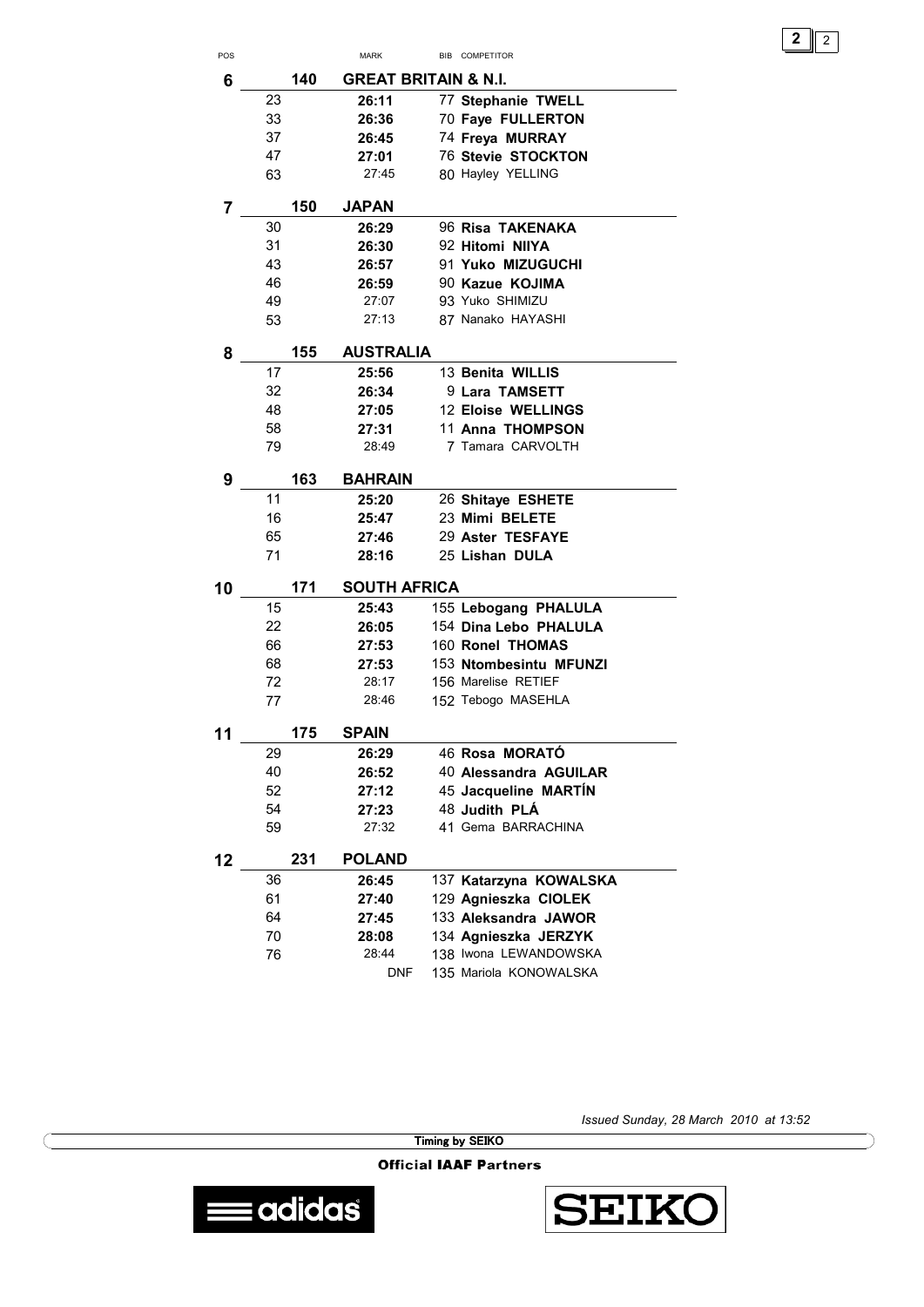| POS | | MARK | BIB | COMPETITOR |
|---|---|---|---|---|
| **6** | **140** | **GREAT BRITAIN & N.I.** | | |
| | 23 | **26:11** | 77 | **Stephanie TWELL** |
| | 33 | **26:36** | 70 | **Faye FULLERTON** |
| | 37 | **26:45** | 74 | **Freya MURRAY** |
| | 47 | **27:01** | 76 | **Stevie STOCKTON** |
| | 63 | 27:45 | 80 | Hayley YELLING |
| **7** | **150** | **JAPAN** | | |
| | 30 | **26:29** | 96 | **Risa TAKENAKA** |
| | 31 | **26:30** | 92 | **Hitomi NIIYA** |
| | 43 | **26:57** | 91 | **Yuko MIZUGUCHI** |
| | 46 | **26:59** | 90 | **Kazue KOJIMA** |
| | 49 | 27:07 | 93 | Yuko SHIMIZU |
| | 53 | 27:13 | 87 | Nanako HAYASHI |
| **8** | **155** | **AUSTRALIA** | | |
| | 17 | **25:56** | 13 | **Benita WILLIS** |
| | 32 | **26:34** | 9 | **Lara TAMSETT** |
| | 48 | **27:05** | 12 | **Eloise WELLINGS** |
| | 58 | **27:31** | 11 | **Anna THOMPSON** |
| | 79 | 28:49 | 7 | Tamara CARVOLTH |
| **9** | **163** | **BAHRAIN** | | |
| | 11 | **25:20** | 26 | **Shitaye ESHETE** |
| | 16 | **25:47** | 23 | **Mimi BELETE** |
| | 65 | **27:46** | 29 | **Aster TESFAYE** |
| | 71 | **28:16** | 25 | **Lishan DULA** |
| **10** | **171** | **SOUTH AFRICA** | | |
| | 15 | **25:43** | 155 | **Lebogang PHALULA** |
| | 22 | **26:05** | 154 | **Dina Lebo PHALULA** |
| | 66 | **27:53** | 160 | **Ronel THOMAS** |
| | 68 | **27:53** | 153 | **Ntombesintu MFUNZI** |
| | 72 | 28:17 | 156 | Marelise RETIEF |
| | 77 | 28:46 | 152 | Tebogo MASEHLA |
| **11** | **175** | **SPAIN** | | |
| | 29 | **26:29** | 46 | **Rosa MORATÓ** |
| | 40 | **26:52** | 40 | **Alessandra AGUILAR** |
| | 52 | **27:12** | 45 | **Jacqueline MARTÍN** |
| | 54 | **27:23** | 48 | **Judith PLÁ** |
| | 59 | 27:32 | 41 | Gema BARRACHINA |
| **12** | **231** | **POLAND** | | |
| | 36 | **26:45** | 137 | **Katarzyna KOWALSKA** |
| | 61 | **27:40** | 129 | **Agnieszka CIOLEK** |
| | 64 | **27:45** | 133 | **Aleksandra JAWOR** |
| | 70 | **28:08** | 134 | **Agnieszka JERZYK** |
| | 76 | 28:44 | 138 | Iwona LEWANDOWSKA |
| | | DNF | 135 | Mariola KONOWALSKA |

*Issued Sunday, 28 March 2010 at 13:52*

Timing by SEIKO

**Official IAAF Partners**

adidas SEIKO